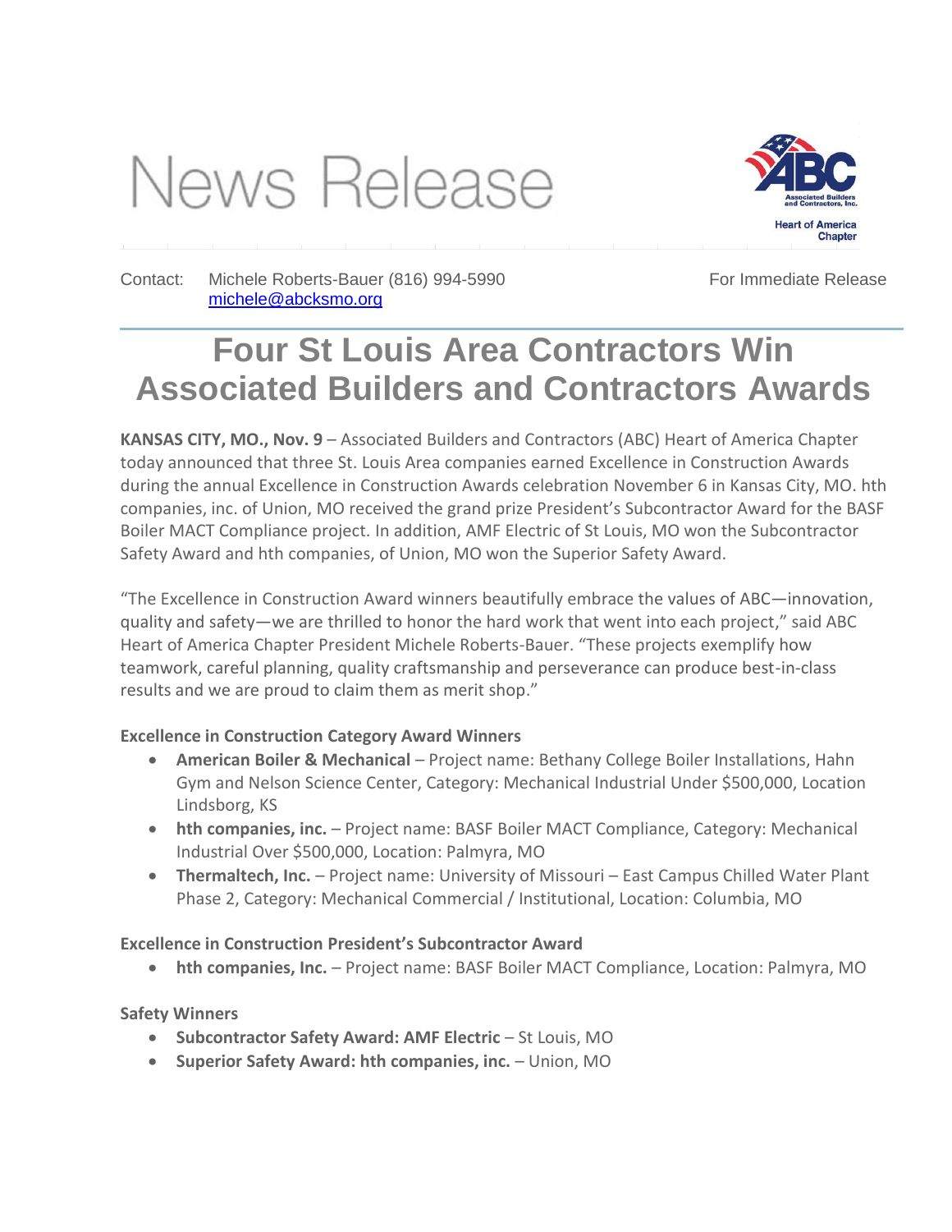# News Release

Associated Builders and Contractors, Inc.
Heart of America Chapter

Contact: Michele Roberts-Bauer (816) 994-5990
michele@abcksmo.org

For Immediate Release

# Four St Louis Area Contractors Win Associated Builders and Contractors Awards

**KANSAS CITY, MO., Nov. 9** – Associated Builders and Contractors (ABC) Heart of America Chapter today announced that three St. Louis Area companies earned Excellence in Construction Awards during the annual Excellence in Construction Awards celebration November 6 in Kansas City, MO. hth companies, inc. of Union, MO received the grand prize President's Subcontractor Award for the BASF Boiler MACT Compliance project. In addition, AMF Electric of St Louis, MO won the Subcontractor Safety Award and hth companies, of Union, MO won the Superior Safety Award.

"The Excellence in Construction Award winners beautifully embrace the values of ABC—innovation, quality and safety—we are thrilled to honor the hard work that went into each project," said ABC Heart of America Chapter President Michele Roberts-Bauer. "These projects exemplify how teamwork, careful planning, quality craftsmanship and perseverance can produce best-in-class results and we are proud to claim them as merit shop."

**Excellence in Construction Category Award Winners**

- **American Boiler & Mechanical** – Project name: Bethany College Boiler Installations, Hahn Gym and Nelson Science Center, Category: Mechanical Industrial Under $500,000, Location Lindsborg, KS
- **hth companies, inc.** – Project name: BASF Boiler MACT Compliance, Category: Mechanical Industrial Over $500,000, Location: Palmyra, MO
- **Thermaltech, Inc.** – Project name: University of Missouri – East Campus Chilled Water Plant Phase 2, Category: Mechanical Commercial / Institutional, Location: Columbia, MO

**Excellence in Construction President's Subcontractor Award**

- **hth companies, Inc.** – Project name: BASF Boiler MACT Compliance, Location: Palmyra, MO

**Safety Winners**

- **Subcontractor Safety Award: AMF Electric** – St Louis, MO
- **Superior Safety Award: hth companies, inc.** – Union, MO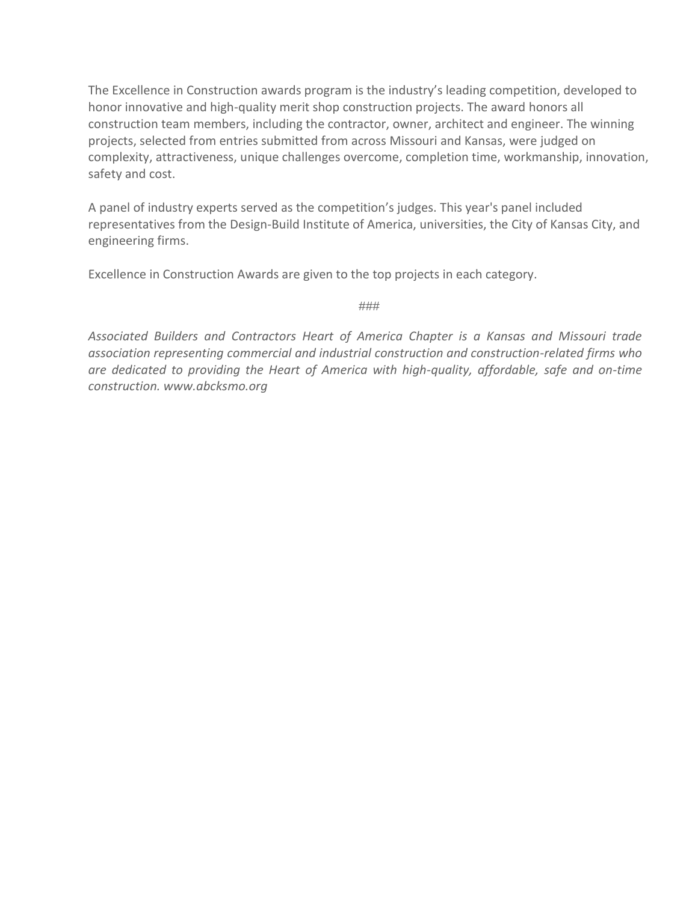The Excellence in Construction awards program is the industry's leading competition, developed to honor innovative and high-quality merit shop construction projects. The award honors all construction team members, including the contractor, owner, architect and engineer. The winning projects, selected from entries submitted from across Missouri and Kansas, were judged on complexity, attractiveness, unique challenges overcome, completion time, workmanship, innovation, safety and cost.

A panel of industry experts served as the competition's judges. This year's panel included representatives from the Design-Build Institute of America, universities, the City of Kansas City, and engineering firms.

Excellence in Construction Awards are given to the top projects in each category.

###

*Associated Builders and Contractors Heart of America Chapter is a Kansas and Missouri trade association representing commercial and industrial construction and construction-related firms who are dedicated to providing the Heart of America with high-quality, affordable, safe and on-time construction. www.abcksmo.org*